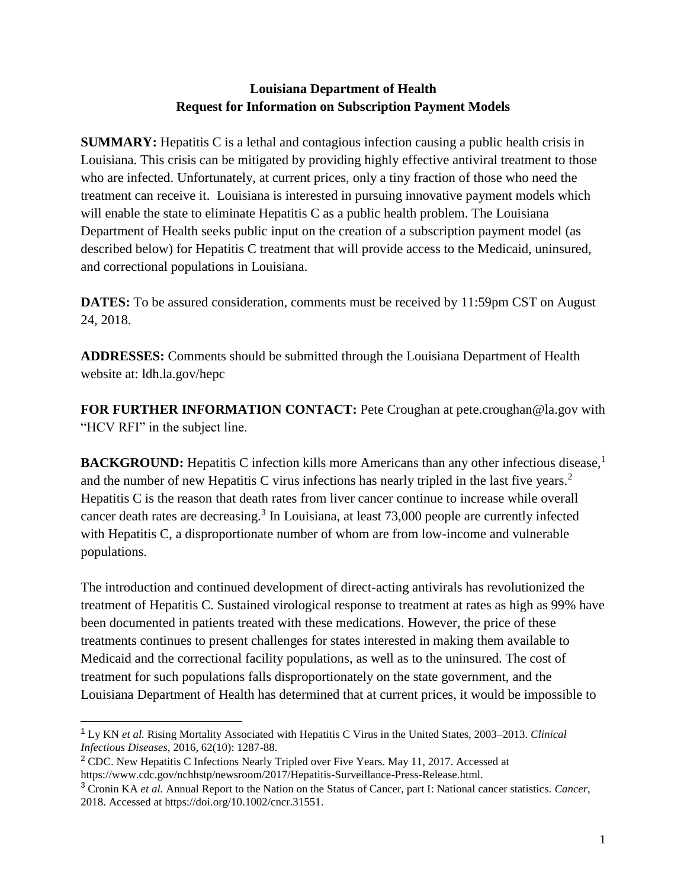# Louisiana Department of Health
## Request for Information on Subscription Payment Models

**SUMMARY:** Hepatitis C is a lethal and contagious infection causing a public health crisis in Louisiana. This crisis can be mitigated by providing highly effective antiviral treatment to those who are infected. Unfortunately, at current prices, only a tiny fraction of those who need the treatment can receive it. Louisiana is interested in pursuing innovative payment models which will enable the state to eliminate Hepatitis C as a public health problem. The Louisiana Department of Health seeks public input on the creation of a subscription payment model (as described below) for Hepatitis C treatment that will provide access to the Medicaid, uninsured, and correctional populations in Louisiana.

**DATES:** To be assured consideration, comments must be received by 11:59pm CST on August 24, 2018.

**ADDRESSES:** Comments should be submitted through the Louisiana Department of Health website at: ldh.la.gov/hepc

**FOR FURTHER INFORMATION CONTACT:** Pete Croughan at pete.croughan@la.gov with "HCV RFI" in the subject line.

**BACKGROUND:** Hepatitis C infection kills more Americans than any other infectious disease,[1] and the number of new Hepatitis C virus infections has nearly tripled in the last five years.[2] Hepatitis C is the reason that death rates from liver cancer continue to increase while overall cancer death rates are decreasing.[3] In Louisiana, at least 73,000 people are currently infected with Hepatitis C, a disproportionate number of whom are from low-income and vulnerable populations.

The introduction and continued development of direct-acting antivirals has revolutionized the treatment of Hepatitis C. Sustained virological response to treatment at rates as high as 99% have been documented in patients treated with these medications. However, the price of these treatments continues to present challenges for states interested in making them available to Medicaid and the correctional facility populations, as well as to the uninsured. The cost of treatment for such populations falls disproportionately on the state government, and the Louisiana Department of Health has determined that at current prices, it would be impossible to

---

[1] Ly KN *et al.* Rising Mortality Associated with Hepatitis C Virus in the United States, 2003–2013. *Clinical Infectious Diseases*, 2016, 62(10): 1287-88.

[2] CDC. New Hepatitis C Infections Nearly Tripled over Five Years. May 11, 2017. Accessed at https://www.cdc.gov/nchhstp/newsroom/2017/Hepatitis-Surveillance-Press-Release.html.

[3] Cronin KA *et al.* Annual Report to the Nation on the Status of Cancer, part I: National cancer statistics. *Cancer*, 2018. Accessed at https://doi.org/10.1002/cncr.31551.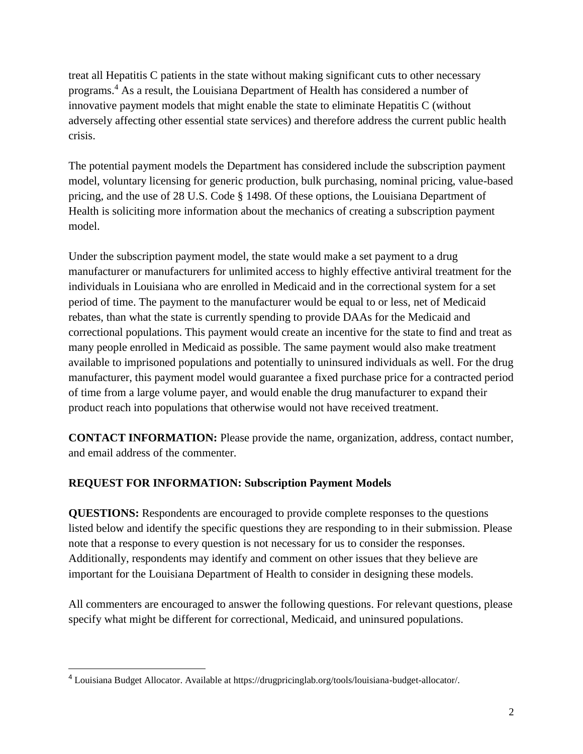treat all Hepatitis C patients in the state without making significant cuts to other necessary programs.[4] As a result, the Louisiana Department of Health has considered a number of innovative payment models that might enable the state to eliminate Hepatitis C (without adversely affecting other essential state services) and therefore address the current public health crisis.

The potential payment models the Department has considered include the subscription payment model, voluntary licensing for generic production, bulk purchasing, nominal pricing, value-based pricing, and the use of 28 U.S. Code § 1498. Of these options, the Louisiana Department of Health is soliciting more information about the mechanics of creating a subscription payment model.

Under the subscription payment model, the state would make a set payment to a drug manufacturer or manufacturers for unlimited access to highly effective antiviral treatment for the individuals in Louisiana who are enrolled in Medicaid and in the correctional system for a set period of time. The payment to the manufacturer would be equal to or less, net of Medicaid rebates, than what the state is currently spending to provide DAAs for the Medicaid and correctional populations. This payment would create an incentive for the state to find and treat as many people enrolled in Medicaid as possible. The same payment would also make treatment available to imprisoned populations and potentially to uninsured individuals as well. For the drug manufacturer, this payment model would guarantee a fixed purchase price for a contracted period of time from a large volume payer, and would enable the drug manufacturer to expand their product reach into populations that otherwise would not have received treatment.

**CONTACT INFORMATION:** Please provide the name, organization, address, contact number, and email address of the commenter.

**REQUEST FOR INFORMATION: Subscription Payment Models**

**QUESTIONS:** Respondents are encouraged to provide complete responses to the questions listed below and identify the specific questions they are responding to in their submission. Please note that a response to every question is not necessary for us to consider the responses. Additionally, respondents may identify and comment on other issues that they believe are important for the Louisiana Department of Health to consider in designing these models.

All commenters are encouraged to answer the following questions. For relevant questions, please specify what might be different for correctional, Medicaid, and uninsured populations.

[4] Louisiana Budget Allocator. Available at https://drugpricinglab.org/tools/louisiana-budget-allocator/.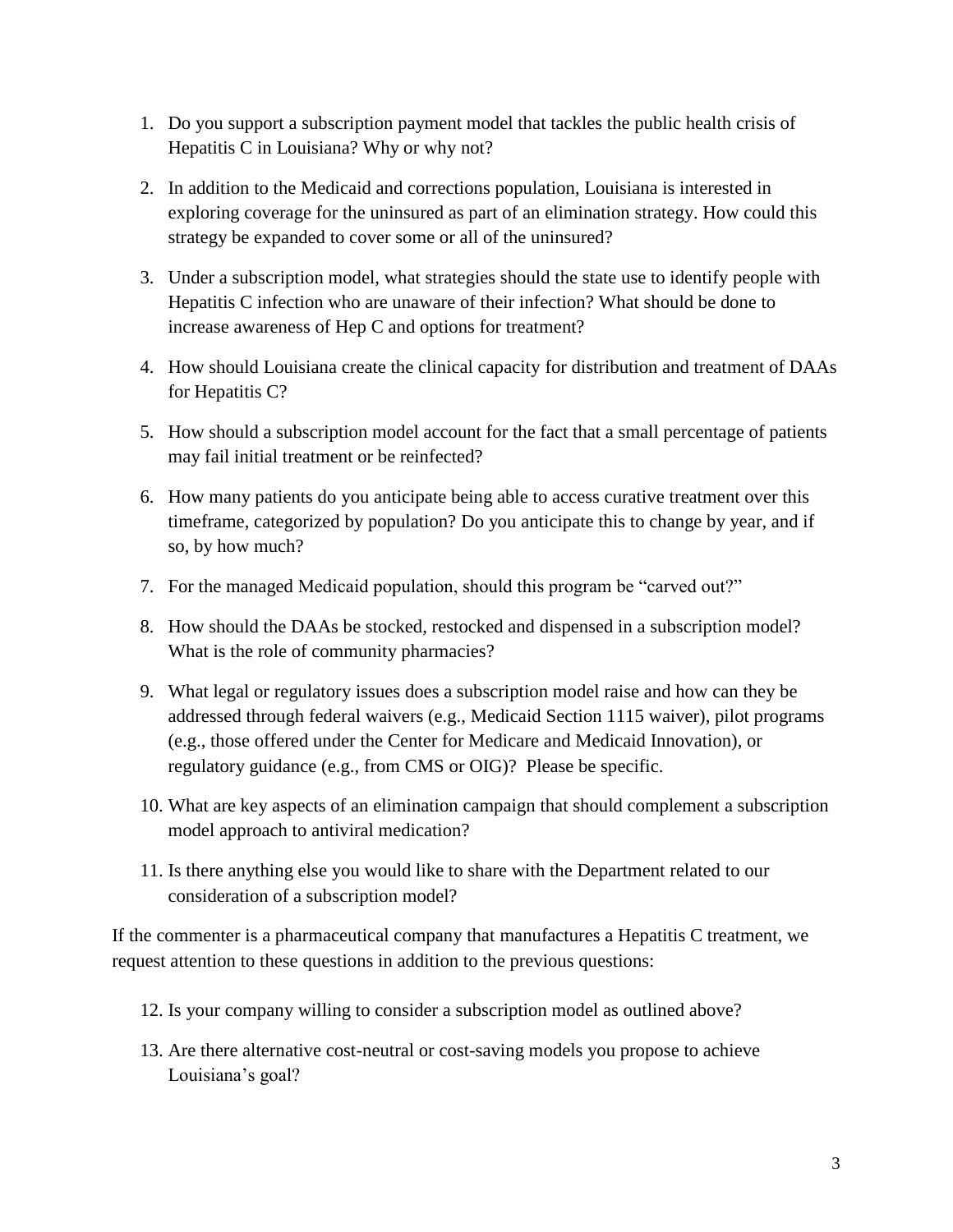1. Do you support a subscription payment model that tackles the public health crisis of Hepatitis C in Louisiana? Why or why not?

2. In addition to the Medicaid and corrections population, Louisiana is interested in exploring coverage for the uninsured as part of an elimination strategy. How could this strategy be expanded to cover some or all of the uninsured?

3. Under a subscription model, what strategies should the state use to identify people with Hepatitis C infection who are unaware of their infection? What should be done to increase awareness of Hep C and options for treatment?

4. How should Louisiana create the clinical capacity for distribution and treatment of DAAs for Hepatitis C?

5. How should a subscription model account for the fact that a small percentage of patients may fail initial treatment or be reinfected?

6. How many patients do you anticipate being able to access curative treatment over this timeframe, categorized by population? Do you anticipate this to change by year, and if so, by how much?

7. For the managed Medicaid population, should this program be "carved out?"

8. How should the DAAs be stocked, restocked and dispensed in a subscription model? What is the role of community pharmacies?

9. What legal or regulatory issues does a subscription model raise and how can they be addressed through federal waivers (e.g., Medicaid Section 1115 waiver), pilot programs (e.g., those offered under the Center for Medicare and Medicaid Innovation), or regulatory guidance (e.g., from CMS or OIG)? Please be specific.

10. What are key aspects of an elimination campaign that should complement a subscription model approach to antiviral medication?

11. Is there anything else you would like to share with the Department related to our consideration of a subscription model?

If the commenter is a pharmaceutical company that manufactures a Hepatitis C treatment, we request attention to these questions in addition to the previous questions:

12. Is your company willing to consider a subscription model as outlined above?

13. Are there alternative cost-neutral or cost-saving models you propose to achieve Louisiana's goal?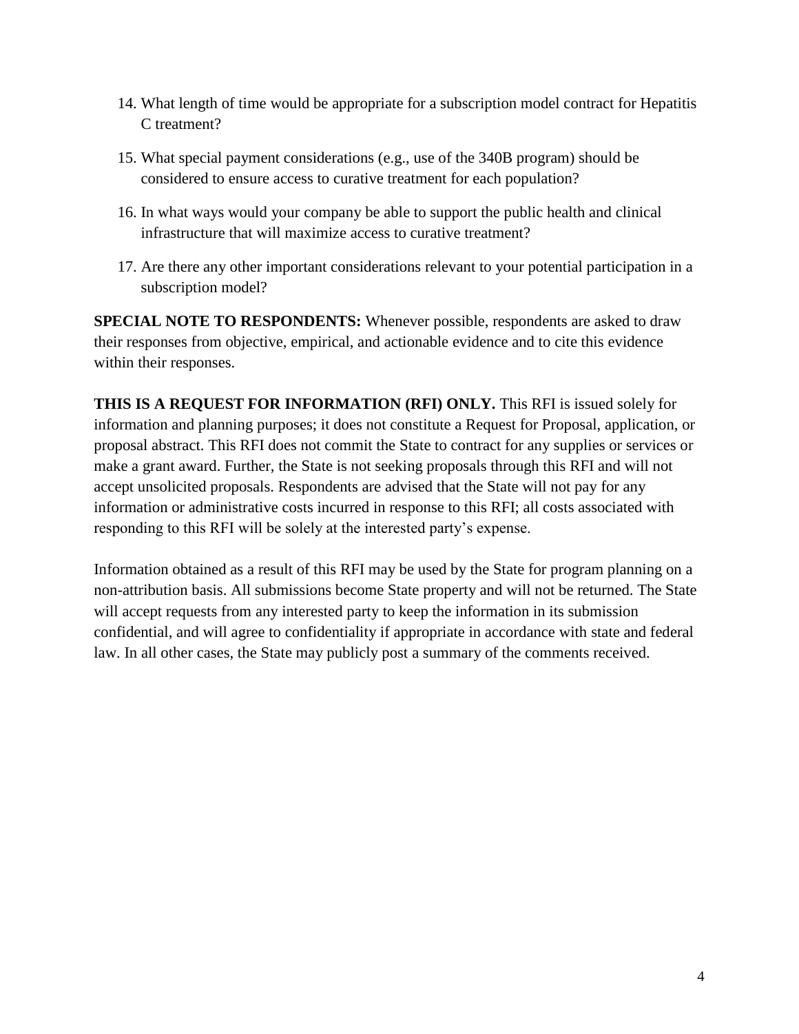14. What length of time would be appropriate for a subscription model contract for Hepatitis C treatment?
15. What special payment considerations (e.g., use of the 340B program) should be considered to ensure access to curative treatment for each population?
16. In what ways would your company be able to support the public health and clinical infrastructure that will maximize access to curative treatment?
17. Are there any other important considerations relevant to your potential participation in a subscription model?

**SPECIAL NOTE TO RESPONDENTS:** Whenever possible, respondents are asked to draw their responses from objective, empirical, and actionable evidence and to cite this evidence within their responses.

**THIS IS A REQUEST FOR INFORMATION (RFI) ONLY.** This RFI is issued solely for information and planning purposes; it does not constitute a Request for Proposal, application, or proposal abstract. This RFI does not commit the State to contract for any supplies or services or make a grant award. Further, the State is not seeking proposals through this RFI and will not accept unsolicited proposals. Respondents are advised that the State will not pay for any information or administrative costs incurred in response to this RFI; all costs associated with responding to this RFI will be solely at the interested party's expense.

Information obtained as a result of this RFI may be used by the State for program planning on a non-attribution basis. All submissions become State property and will not be returned. The State will accept requests from any interested party to keep the information in its submission confidential, and will agree to confidentiality if appropriate in accordance with state and federal law. In all other cases, the State may publicly post a summary of the comments received.